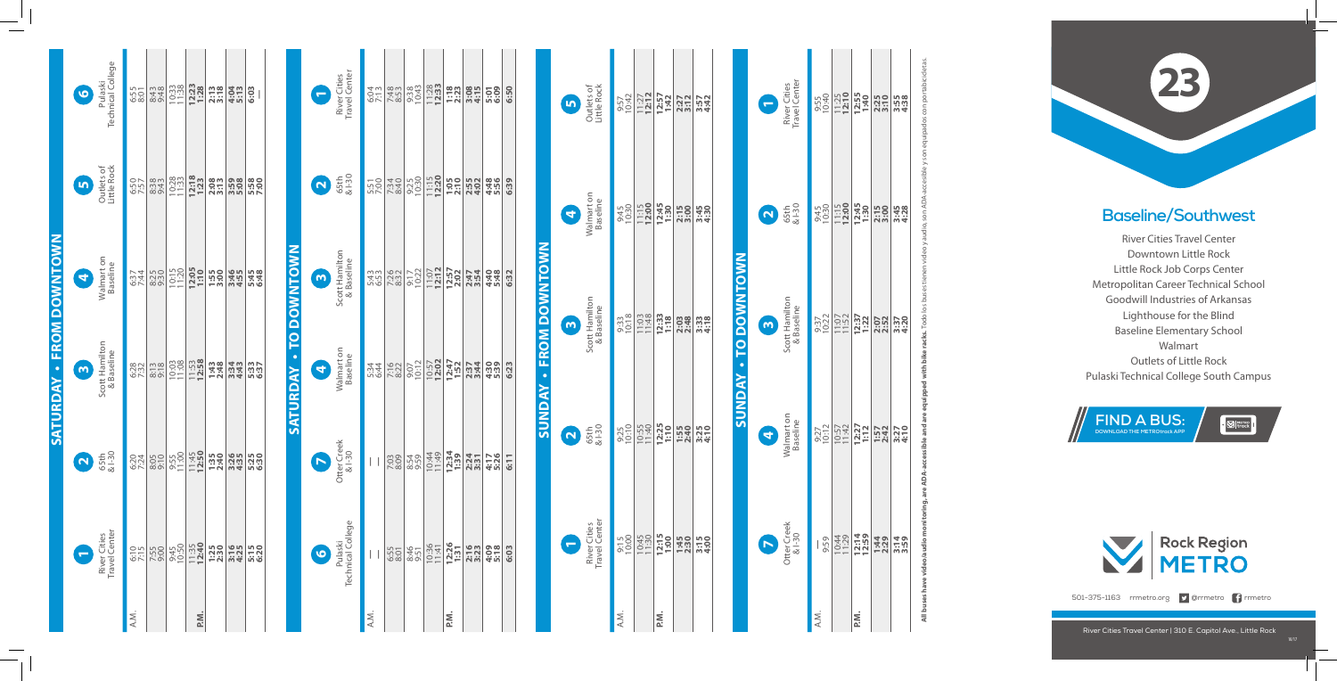# 23

## Baseline/Southwest

River Cities Travel Center
Downtown Little Rock
Little Rock Job Corps Center
Metropolitan Career Technical School
Goodwill Industries of Arkansas
Lighthouse for the Blind
Baseline Elementary School
Walmart
Outlets of Little Rock
Pulaski Technical College South Campus

**FIND A BUS:** DOWNLOAD THE METROtrack APP

Rock Region METRO

501-375-1163 rrmetro.org @rrmetro rrmetro

River Cities Travel Center | 310 E. Capitol Ave., Little Rock

## SATURDAY • FROM DOWNTOWN

| | 1 River Cities Travel Center | 2 65th & I-30 | 3 Scott Hamilton & Baseline | 4 Walmart on Baseline | 5 Outlets of Little Rock | 6 Pulaski Technical College |
|---|---|---|---|---|---|---|
| A.M. | 6:10 | 6:20 | 6:28 | 6:37 | 6:50 | 6:55 |
| | 7:15 | 7:24 | 7:32 | 7:44 | 7:57 | 8:01 |
| | 7:55 | 8:05 | 8:13 | 8:25 | 8:38 | 8:43 |
| | 9:00 | 9:10 | 9:18 | 9:30 | 9:43 | 9:48 |
| | 9:45 | 9:55 | 10:03 | 10:15 | 10:28 | 10:33 |
| | 10:50 | 11:00 | 11:08 | 11:20 | 11:33 | 11:38 |
| | 11:35 | 11:45 | 11:53 | **12:05** | **12:18** | **12:23** |
| P.M. | **12:40** | **12:50** | **12:58** | **1:10** | **1:23** | **1:28** |
| | **1:25** | **1:35** | **1:43** | **1:55** | **2:08** | **2:13** |
| | **2:30** | **2:40** | **2:48** | **3:00** | **3:13** | **3:18** |
| | **3:16** | **3:26** | **3:34** | **3:46** | **3:59** | **4:04** |
| | **4:25** | **4:35** | **4:43** | **4:55** | **5:08** | **5:13** |
| | **5:15** | **5:25** | **5:33** | **5:45** | **5:58** | **6:03** |
| | **6:20** | **6:30** | **6:37** | **6:48** | **7:00** | — |

## SATURDAY • TO DOWNTOWN

| | 6 Pulaski Technical College | 7 Otter Creek & I-30 | 4 Walmart on Baseline | 3 Scott Hamilton & Baseline | 2 65th & I-30 | 1 River Cities Travel Center |
|---|---|---|---|---|---|---|
| A.M. | — | — | 5:34 | 5:43 | 5:51 | 6:04 |
| | — | — | 6:44 | 6:53 | 7:00 | 7:13 |
| | 6:55 | 7:03 | 7:16 | 7:26 | 7:34 | 7:48 |
| | 8:01 | 8:09 | 8:22 | 8:32 | 8:40 | 8:53 |
| | 8:46 | 8:54 | 9:07 | 9:17 | 9:25 | 9:38 |
| | 9:51 | 9:59 | 10:12 | 10:22 | 10:30 | 10:43 |
| | 10:36 | 10:44 | 10:57 | 11:07 | 11:15 | 11:28 |
| | 11:41 | 11:49 | **12:02** | **12:12** | **12:20** | **12:33** |
| P.M. | **12:26** | **12:34** | **12:47** | **12:57** | **1:05** | **1:18** |
| | **1:31** | **1:39** | **1:52** | **2:02** | **2:10** | **2:23** |
| | **2:16** | **2:24** | **2:37** | **2:47** | **2:55** | **3:08** |
| | **3:23** | **3:31** | **3:44** | **3:54** | **4:02** | **4:15** |
| | **4:09** | **4:17** | **4:30** | **4:40** | **4:48** | **5:01** |
| | **5:18** | **5:26** | **5:39** | **5:48** | **5:56** | **6:09** |
| | **6:03** | **6:11** | **6:23** | **6:32** | **6:39** | **6:50** |

## SUNDAY • FROM DOWNTOWN

| | 1 River Cities Travel Center | 2 65th & I-30 | 3 Scott Hamilton & Baseline | 4 Walmart on Baseline | 5 Outlets of Little Rock |
|---|---|---|---|---|---|
| A.M. | 9:15 | 9:25 | 9:33 | 9:45 | 9:57 |
| | 10:00 | 10:10 | 10:18 | 10:30 | 10:42 |
| | 10:45 | 10:55 | 11:03 | 11:15 | 11:27 |
| | 11:30 | 11:40 | 11:48 | **12:00** | **12:12** |
| P.M. | **12:15** | **12:25** | **12:33** | **12:45** | **12:57** |
| | **1:00** | **1:10** | **1:18** | **1:30** | **1:42** |
| | **1:45** | **1:55** | **2:03** | **2:15** | **2:27** |
| | **2:30** | **2:40** | **2:48** | **3:00** | **3:12** |
| | **3:15** | **3:25** | **3:33** | **3:45** | **3:57** |
| | **4:00** | **4:10** | **4:18** | **4:30** | **4:42** |

## SUNDAY • TO DOWNTOWN

| | 7 Otter Creek & I-30 | 4 Walmart on Baseline | 3 Scott Hamilton & Baseline | 2 65th & I-30 | 1 River Cities Travel Center |
|---|---|---|---|---|---|
| A.M. | — | 9:27 | 9:37 | 9:45 | 9:55 |
| | 9:59 | 10:12 | 10:22 | 10:30 | 10:40 |
| | 10:44 | 10:57 | 11:07 | 11:15 | 11:25 |
| | 11:29 | 11:42 | 11:52 | **12:00** | **12:10** |
| P.M. | **12:14** | **12:27** | **12:37** | **12:45** | **12:55** |
| | **12:59** | **1:12** | **1:22** | **1:30** | **1:40** |
| | **1:44** | **1:57** | **2:07** | **2:15** | **2:25** |
| | **2:29** | **2:42** | **2:52** | **3:00** | **3:10** |
| | **3:14** | **3:27** | **3:37** | **3:45** | **3:55** |
| | **3:59** | **4:10** | **4:20** | **4:28** | **4:38** |

**All buses have video/audio monitoring, are ADA-accessible and are equipped with bike racks.** Todos los buses tienen video y audio, son ADA-accesible y son equipados con portabicicletas.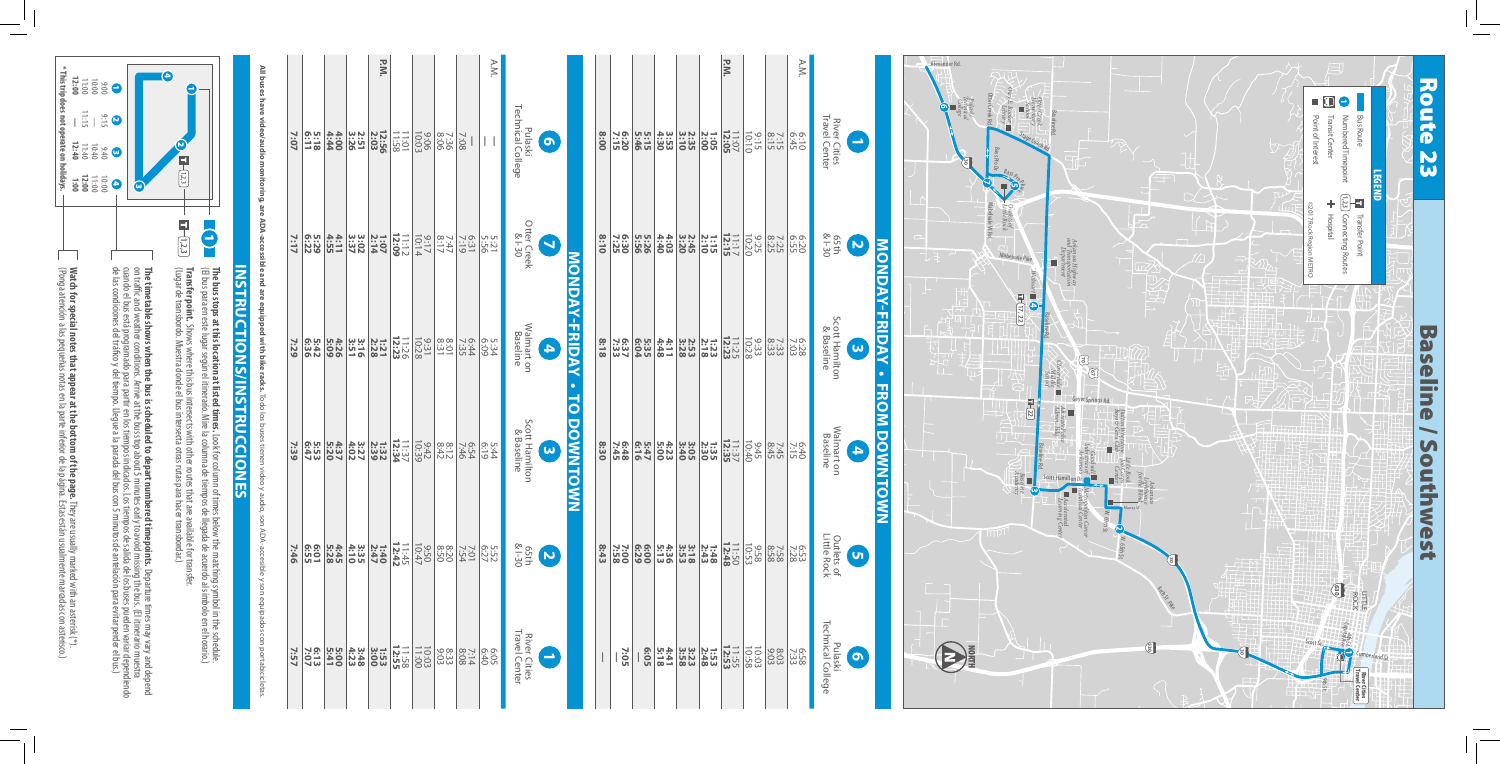# Route 23

# Baseline / Southwest

**LEGEND**

- Bus Route
- Numbered Timepoint
- Transit Center
- Point of Interest
- Transfer Point
- Connecting Routes
- Hospital

©2017 Rock Region METRO

## MONDAY-FRIDAY • FROM DOWNTOWN

| | 1 River Cities Travel Center | 2 65th & I-30 | 3 Scott Hamilton & Baseline | 4 Walmart on Baseline | 5 Outlets of Little Rock | 6 Pulaski Technical College |
|---|---|---|---|---|---|---|
| A.M. | 6:10 | 6:20 | 6:28 | 6:40 | 6:53 | 6:58 |
| | 6:45 | 6:55 | 7:03 | 7:15 | 7:28 | 7:33 |
| | 7:15 | 7:25 | 7:33 | 7:45 | 7:58 | 8:03 |
| | 8:15 | 8:25 | 8:33 | 8:45 | 8:58 | 9:03 |
| | 9:15 | 9:25 | 9:33 | 9:45 | 9:58 | 10:03 |
| | 10:10 | 10:20 | 10:28 | 10:40 | 10:53 | 10:58 |
| | 11:07 | 11:17 | 11:25 | 11:37 | 11:50 | 11:55 |
| P.M. | 12:05 | 12:15 | 12:23 | 12:35 | 12:48 | 12:53 |
| | 1:05 | 1:15 | 1:23 | 1:35 | 1:48 | 1:53 |
| | 2:00 | 2:10 | 2:18 | 2:30 | 2:43 | 2:48 |
| | 2:35 | 2:45 | 2:53 | 3:05 | 3:18 | 3:23 |
| | 3:10 | 3:20 | 3:28 | 3:40 | 3:53 | 3:58 |
| | 3:53 | 4:03 | 4:11 | 4:23 | 4:36 | 4:41 |
| | 4:30 | 4:40 | 4:48 | 5:00 | 5:13 | 5:18 |
| | 5:15 | 5:26 | 5:35 | 5:47 | 6:00 | 6:05 |
| | 5:46 | 5:56 | 6:04 | 6:16 | 6:29 | — |
| | 6:20 | 6:30 | 6:37 | 6:48 | 7:00 | 7:05 |
| | 7:15 | 7:25 | 7:33 | 7:45 | 7:58 | — |
| | 8:00 | 8:10 | 8:18 | 8:30 | 8:43 | — |

## MONDAY-FRIDAY • TO DOWNTOWN

| | 6 Pulaski Technical College | 7 Otter Creek & I-30 | 4 Walmart on Baseline | 3 Scott Hamilton & Baseline | 2 65th & I-30 | 1 River Cities Travel Center |
|---|---|---|---|---|---|---|
| A.M. | — | 5:21 | 5:34 | 5:44 | 5:52 | 6:05 |
| | — | 5:56 | 6:09 | 6:19 | 6:27 | 6:40 |
| | — | 6:31 | 6:44 | 6:54 | 7:01 | 7:14 |
| | 7:08 | 7:19 | 7:35 | 7:46 | 7:54 | 8:08 |
| | 7:36 | 7:47 | 8:01 | 8:12 | 8:20 | 8:33 |
| | 8:06 | 8:17 | 8:31 | 8:42 | 8:50 | 9:03 |
| | 9:06 | 9:17 | 9:31 | 9:42 | 9:50 | 10:03 |
| | 10:03 | 10:14 | 10:28 | 10:39 | 10:47 | 11:00 |
| | 11:01 | 11:12 | 11:26 | 11:37 | 11:45 | 11:58 |
| | 11:58 | 12:09 | 12:23 | 12:34 | 12:42 | 12:55 |
| P.M. | 12:56 | 1:07 | 1:21 | 1:32 | 1:40 | 1:53 |
| | 2:03 | 2:14 | 2:28 | 2:39 | 2:47 | 3:00 |
| | 2:51 | 3:02 | 3:16 | 3:27 | 3:35 | 3:48 |
| | 3:26 | 3:37 | 3:51 | 4:02 | 4:10 | 4:23 |
| | 4:00 | 4:11 | 4:26 | 4:37 | 4:45 | 5:00 |
| | 4:44 | 4:55 | 5:09 | 5:20 | 5:28 | 5:41 |
| | 5:18 | 5:29 | 5:42 | 5:53 | 6:01 | 6:13 |
| | 6:11 | 6:22 | 6:36 | 6:47 | 6:55 | 7:07 |
| | 7:07 | 7:17 | 7:29 | 7:39 | 7:46 | 7:57 |

All buses have video/audio monitoring, are ADA-accessible and are equipped with bike racks. Todos los buses tienen video y audio, son ADA-accesible y son equipados con portabicicletas.

## INSTRUCTIONS/INSTRUCCIONES

| 1 | 2 | 3 | 4 |
|---|---|---|---|
| 9:00 | 9:15 | 9:40 | 10:00 |
| 10:00 | — | 10:40 | 11:00 |
| 11:00 | 11:15 | 11:40 | 12:00 |
| **12:00** | — | **12:40** | **1:00** |

\* This trip does not operate on holidays.

**The bus stops at this location at listed times.** Look for column of times below the matching symbol in the schedule. (El bus para en este lugar según el itinerario. Mire la columna de tiempos de llegada de acuerdo al símbolo en el horario.)

**Transfer point.** Shows where this bus intersects with other routes that are available for transfer. (Lugar de transbordo. Muestra dónde el bus intersecta otras rutas para hacer transbordar.)

**The timetable shows when the bus is scheduled to depart numbered timepoints.** Departure times may vary and depend on traffic and weather conditions. Arrive at the bus stop about 5 minutes early to avoid missing the bus. (El itinerario muestra cuando el bus está programado para partir en los tiempos indicados. Los tiempos de salida de los buses pueden variar dependiendo de las condiciones del tráfico y del tiempo. Llegue a la parada del bus con 5 minutos de antelación para evitar perder el bus.)

**Watch for special notes that appear at the bottom of the page.** They are usually marked with an asterisk (*). (Ponga atención a las pequeñas notas en la parte inferior de la página. Estas están usualmente marcadas con asterisco.)